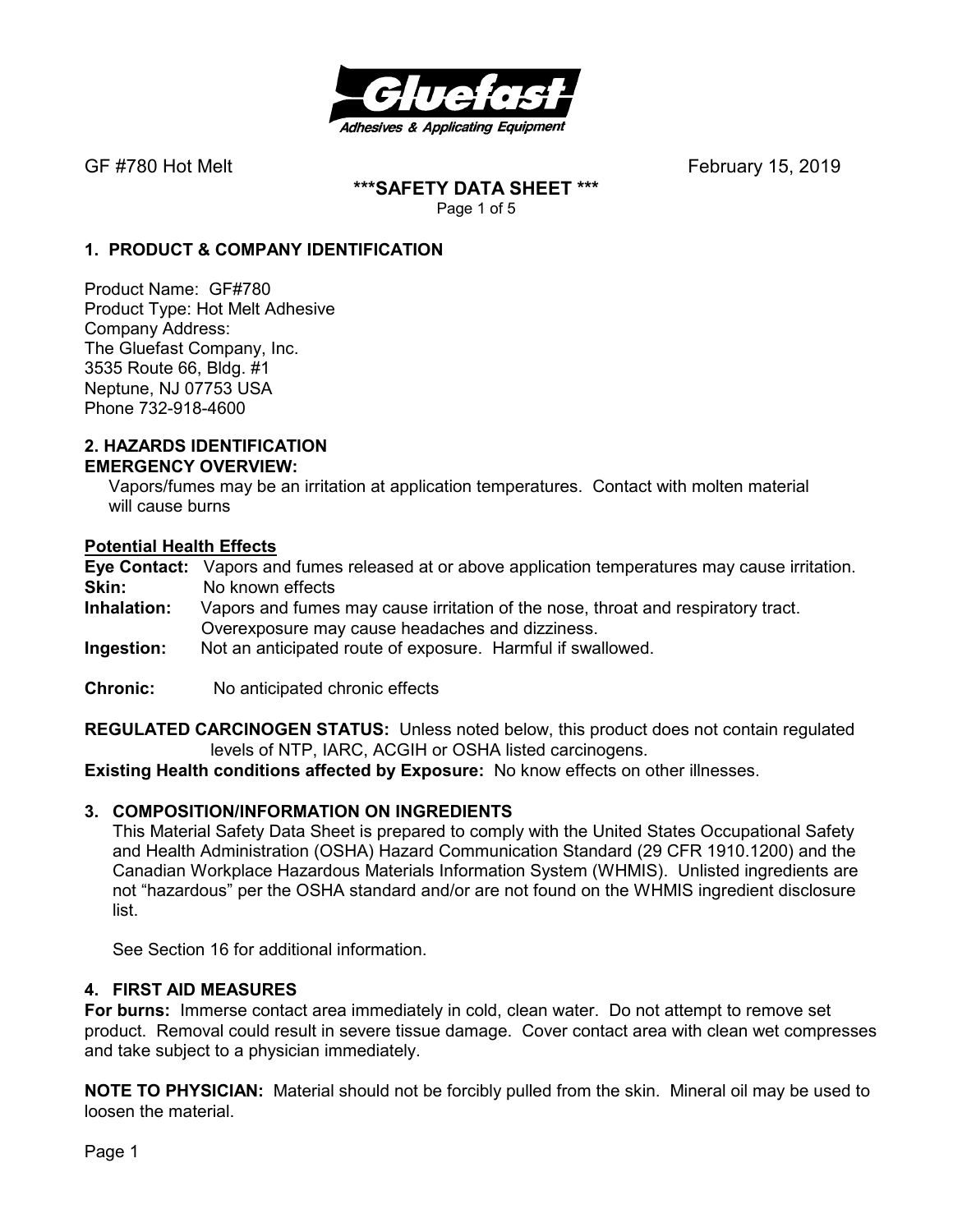GF #780 Hot Melt February 15, 2019

# ***SAFETY DATA SHEET ***

## 1. PRODUCT & COMPANY IDENTIFICATION

Product Name: GF#780
Product Type: Hot Melt Adhesive
Company Address:
The Gluefast Company, Inc.
3535 Route 66, Bldg. #1
Neptune, NJ 07753 USA
Phone 732-918-4600

## 2. HAZARDS IDENTIFICATION

**EMERGENCY OVERVIEW:**

Vapors/fumes may be an irritation at application temperatures. Contact with molten material will cause burns

**Potential Health Effects**

**Eye Contact:** Vapors and fumes released at or above application temperatures may cause irritation.
**Skin:** No known effects
**Inhalation:** Vapors and fumes may cause irritation of the nose, throat and respiratory tract. Overexposure may cause headaches and dizziness.
**Ingestion:** Not an anticipated route of exposure. Harmful if swallowed.

**Chronic:** No anticipated chronic effects

**REGULATED CARCINOGEN STATUS:** Unless noted below, this product does not contain regulated levels of NTP, IARC, ACGIH or OSHA listed carcinogens.
**Existing Health conditions affected by Exposure:** No know effects on other illnesses.

## 3. COMPOSITION/INFORMATION ON INGREDIENTS

This Material Safety Data Sheet is prepared to comply with the United States Occupational Safety and Health Administration (OSHA) Hazard Communication Standard (29 CFR 1910.1200) and the Canadian Workplace Hazardous Materials Information System (WHMIS). Unlisted ingredients are not "hazardous" per the OSHA standard and/or are not found on the WHMIS ingredient disclosure list.

See Section 16 for additional information.

## 4. FIRST AID MEASURES

**For burns:** Immerse contact area immediately in cold, clean water. Do not attempt to remove set product. Removal could result in severe tissue damage. Cover contact area with clean wet compresses and take subject to a physician immediately.

**NOTE TO PHYSICIAN:** Material should not be forcibly pulled from the skin. Mineral oil may be used to loosen the material.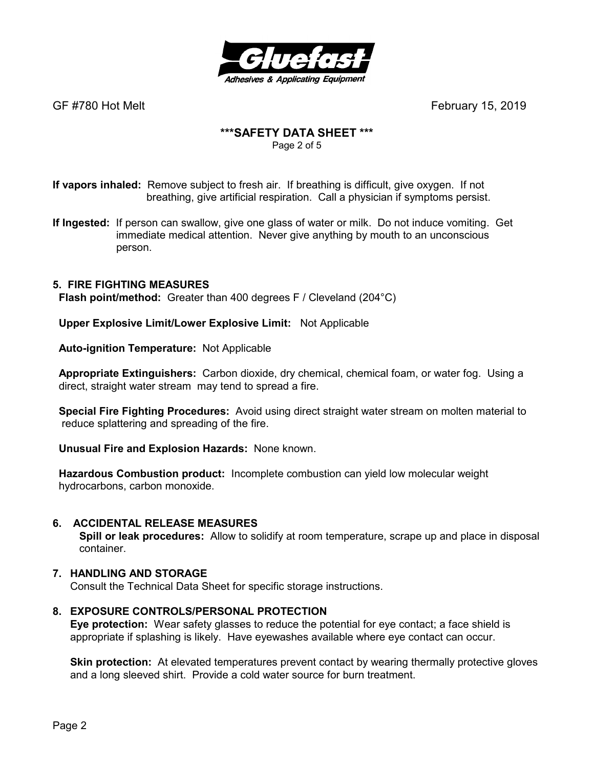**If vapors inhaled:** Remove subject to fresh air. If breathing is difficult, give oxygen. If not breathing, give artificial respiration. Call a physician if symptoms persist.

**If Ingested:** If person can swallow, give one glass of water or milk. Do not induce vomiting. Get immediate medical attention. Never give anything by mouth to an unconscious person.

## 5. FIRE FIGHTING MEASURES

**Flash point/method:** Greater than 400 degrees F / Cleveland (204°C)

**Upper Explosive Limit/Lower Explosive Limit:** Not Applicable

**Auto-ignition Temperature:** Not Applicable

**Appropriate Extinguishers:** Carbon dioxide, dry chemical, chemical foam, or water fog. Using a direct, straight water stream may tend to spread a fire.

**Special Fire Fighting Procedures:** Avoid using direct straight water stream on molten material to reduce splattering and spreading of the fire.

**Unusual Fire and Explosion Hazards:** None known.

**Hazardous Combustion product:** Incomplete combustion can yield low molecular weight hydrocarbons, carbon monoxide.

## 6. ACCIDENTAL RELEASE MEASURES

**Spill or leak procedures:** Allow to solidify at room temperature, scrape up and place in disposal container.

## 7. HANDLING AND STORAGE

Consult the Technical Data Sheet for specific storage instructions.

## 8. EXPOSURE CONTROLS/PERSONAL PROTECTION

**Eye protection:** Wear safety glasses to reduce the potential for eye contact; a face shield is appropriate if splashing is likely. Have eyewashes available where eye contact can occur.

**Skin protection:** At elevated temperatures prevent contact by wearing thermally protective gloves and a long sleeved shirt. Provide a cold water source for burn treatment.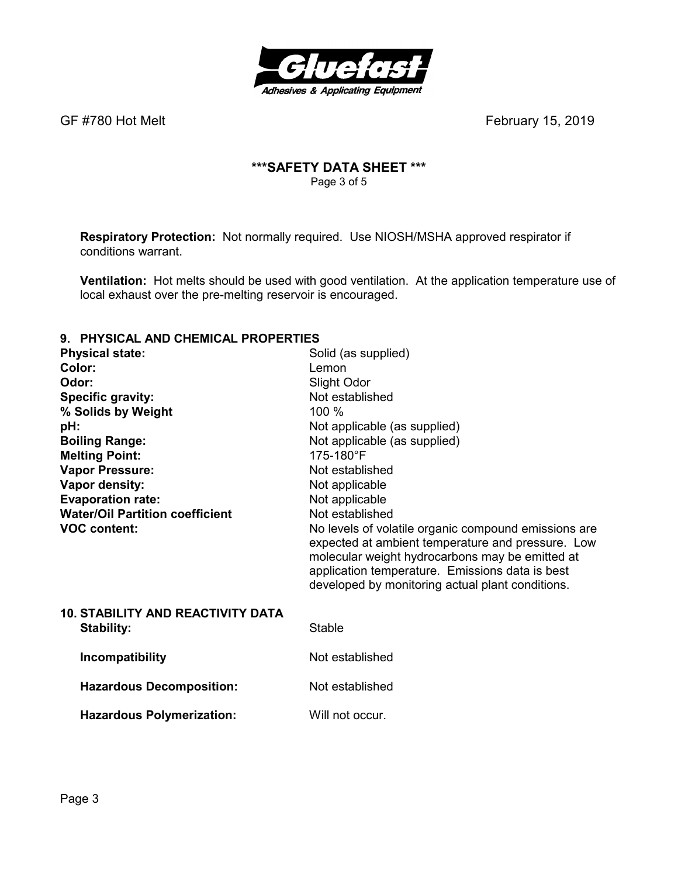**Respiratory Protection:** Not normally required. Use NIOSH/MSHA approved respirator if conditions warrant.

**Ventilation:** Hot melts should be used with good ventilation. At the application temperature use of local exhaust over the pre-melting reservoir is encouraged.

## 9. PHYSICAL AND CHEMICAL PROPERTIES

| | |
|---|---|
| **Physical state:** | Solid (as supplied) |
| **Color:** | Lemon |
| **Odor:** | Slight Odor |
| **Specific gravity:** | Not established |
| **% Solids by Weight** | 100 % |
| **pH:** | Not applicable (as supplied) |
| **Boiling Range:** | Not applicable (as supplied) |
| **Melting Point:** | 175-180°F |
| **Vapor Pressure:** | Not established |
| **Vapor density:** | Not applicable |
| **Evaporation rate:** | Not applicable |
| **Water/Oil Partition coefficient** | Not established |
| **VOC content:** | No levels of volatile organic compound emissions are expected at ambient temperature and pressure. Low molecular weight hydrocarbons may be emitted at application temperature. Emissions data is best developed by monitoring actual plant conditions. |

## 10. STABILITY AND REACTIVITY DATA

| | |
|---|---|
| **Stability:** | Stable |
| **Incompatibility** | Not established |
| **Hazardous Decomposition:** | Not established |
| **Hazardous Polymerization:** | Will not occur. |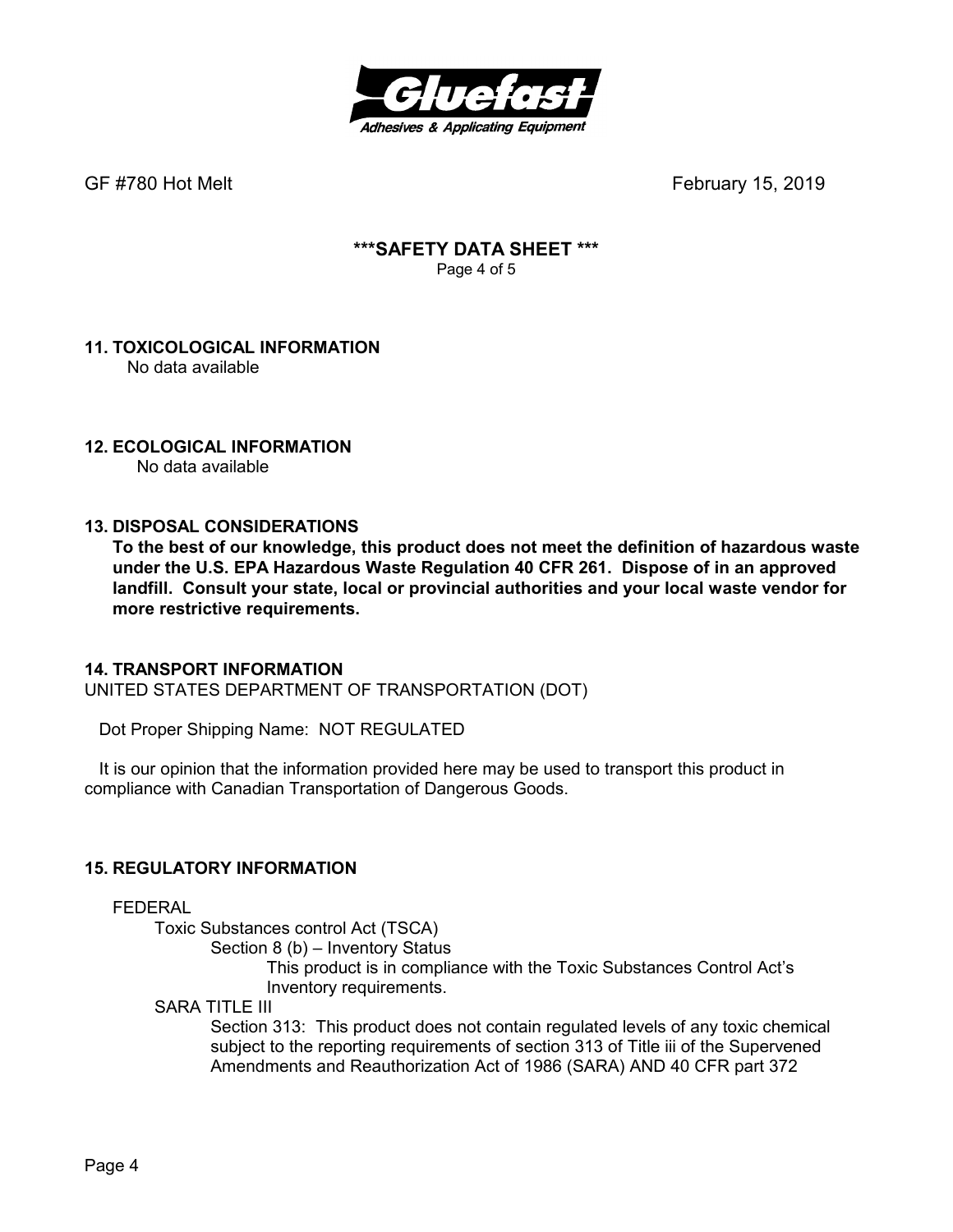GF #780 Hot Melt February 15, 2019

## ***SAFETY DATA SHEET ***

## 11. TOXICOLOGICAL INFORMATION

No data available

## 12. ECOLOGICAL INFORMATION

No data available

## 13. DISPOSAL CONSIDERATIONS

**To the best of our knowledge, this product does not meet the definition of hazardous waste under the U.S. EPA Hazardous Waste Regulation 40 CFR 261. Dispose of in an approved landfill. Consult your state, local or provincial authorities and your local waste vendor for more restrictive requirements.**

## 14. TRANSPORT INFORMATION

UNITED STATES DEPARTMENT OF TRANSPORTATION (DOT)

Dot Proper Shipping Name: NOT REGULATED

It is our opinion that the information provided here may be used to transport this product in compliance with Canadian Transportation of Dangerous Goods.

## 15. REGULATORY INFORMATION

FEDERAL

Toxic Substances control Act (TSCA)

Section 8 (b) – Inventory Status

This product is in compliance with the Toxic Substances Control Act's Inventory requirements.

SARA TITLE III

Section 313: This product does not contain regulated levels of any toxic chemical subject to the reporting requirements of section 313 of Title iii of the Supervened Amendments and Reauthorization Act of 1986 (SARA) AND 40 CFR part 372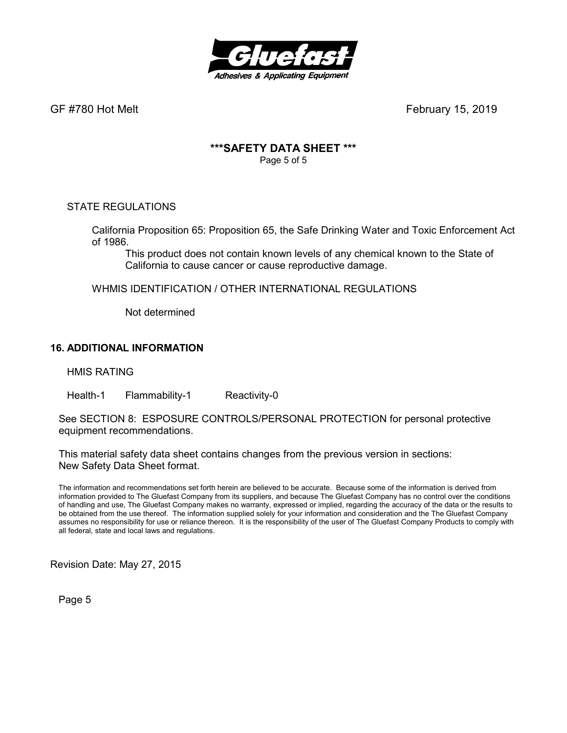STATE REGULATIONS

California Proposition 65: Proposition 65, the Safe Drinking Water and Toxic Enforcement Act of 1986.

This product does not contain known levels of any chemical known to the State of California to cause cancer or cause reproductive damage.

WHMIS IDENTIFICATION / OTHER INTERNATIONAL REGULATIONS

Not determined

## 16. ADDITIONAL INFORMATION

HMIS RATING

Health-1 Flammability-1 Reactivity-0

See SECTION 8: ESPOSURE CONTROLS/PERSONAL PROTECTION for personal protective equipment recommendations.

This material safety data sheet contains changes from the previous version in sections: New Safety Data Sheet format.

The information and recommendations set forth herein are believed to be accurate. Because some of the information is derived from information provided to The Gluefast Company from its suppliers, and because The Gluefast Company has no control over the conditions of handling and use, The Gluefast Company makes no warranty, expressed or implied, regarding the accuracy of the data or the results to be obtained from the use thereof. The information supplied solely for your information and consideration and the The Gluefast Company assumes no responsibility for use or reliance thereon. It is the responsibility of the user of The Gluefast Company Products to comply with all federal, state and local laws and regulations.

Revision Date: May 27, 2015